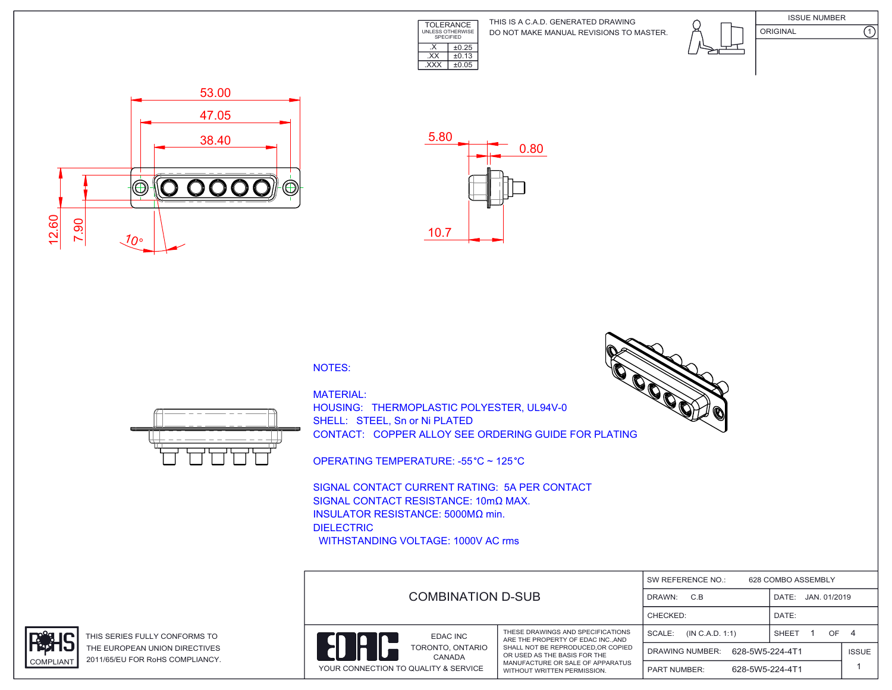| TOLERANCE UNLESS OTHERWISE SPECIFIED | |
|---|---|
| .X | ±0.25 |
| .XX | ±0.13 |
| .XXX | ±0.05 |

THIS IS A C.A.D. GENERATED DRAWING
DO NOT MAKE MANUAL REVISIONS TO MASTER.

| ISSUE NUMBER | |
|---|---|
| ORIGINAL | 1 |

53.00
47.05
38.40
12.60
7.90
10°

5.80
0.80
10.7

NOTES:

MATERIAL:
HOUSING: THERMOPLASTIC POLYESTER, UL94V-0
SHELL: STEEL, Sn or Ni PLATED
CONTACT: COPPER ALLOY SEE ORDERING GUIDE FOR PLATING

OPERATING TEMPERATURE: -55°C ~ 125°C

SIGNAL CONTACT CURRENT RATING: 5A PER CONTACT
SIGNAL CONTACT RESISTANCE: 10mΩ MAX.
INSULATOR RESISTANCE: 5000MΩ min.
DIELECTRIC
WITHSTANDING VOLTAGE: 1000V AC rms

RoHS COMPLIANT

THIS SERIES FULLY CONFORMS TO THE EUROPEAN UNION DIRECTIVES 2011/65/EU FOR RoHS COMPLIANCY.

COMBINATION D-SUB

EDAC INC
TORONTO, ONTARIO
CANADA
YOUR CONNECTION TO QUALITY & SERVICE

THESE DRAWINGS AND SPECIFICATIONS ARE THE PROPERTY OF EDAC INC.,AND SHALL NOT BE REPRODUCED,OR COPIED OR USED AS THE BASIS FOR THE MANUFACTURE OR SALE OF APPARATUS WITHOUT WRITTEN PERMISSION.

| SW REFERENCE NO.: 628 COMBO ASSEMBLY | | |
|---|---|---|
| DRAWN: C.B | DATE: JAN. 01/2019 | |
| CHECKED: | DATE: | |
| SCALE: (IN C.A.D. 1:1) | SHEET 1 OF 4 | |
| DRAWING NUMBER: 628-5W5-224-4T1 | | ISSUE |
| PART NUMBER: 628-5W5-224-4T1 | | 1 |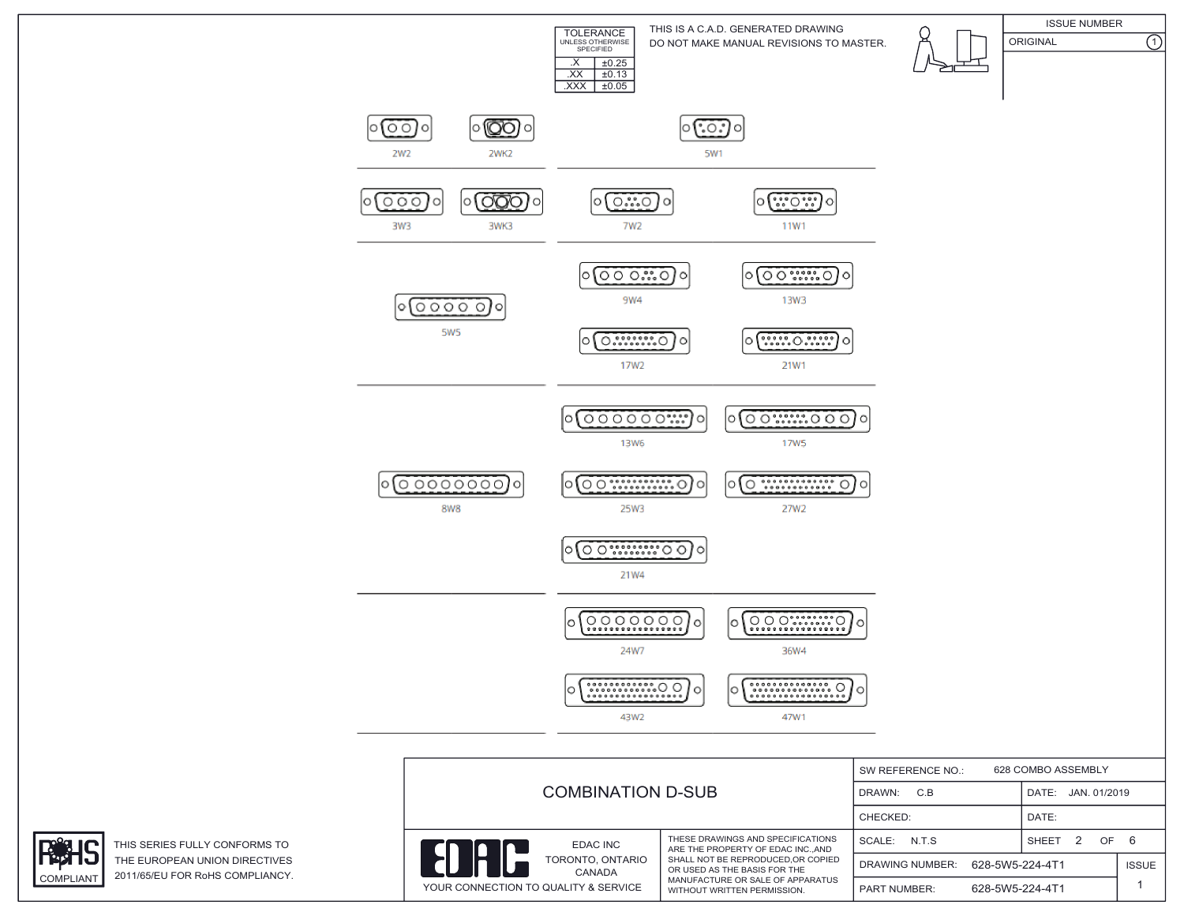| TOLERANCE UNLESS OTHERWISE SPECIFIED | |
|---|---|
| .X | ±0.25 |
| .XX | ±0.13 |
| .XXX | ±0.05 |

THIS IS A C.A.D. GENERATED DRAWING
DO NOT MAKE MANUAL REVISIONS TO MASTER.

| ISSUE NUMBER | |
|---|---|
| ORIGINAL | 1 |

2W2 2WK2 5W1

3W3 3WK3 7W2 11W1

9W4 13W3

5W5

17W2 21W1

13W6 17W5

8W8 25W3 27W2

21W4

24W7 36W4

43W2 47W1

# COMBINATION D-SUB

| SW REFERENCE NO.: 628 COMBO ASSEMBLY | |
|---|---|
| DRAWN: C.B | DATE: JAN. 01/2019 |
| CHECKED: | DATE: |
| SCALE: N.T.S | SHEET 2 OF 6 |
| DRAWING NUMBER: 628-5W5-224-4T1 | ISSUE 1 |
| PART NUMBER: 628-5W5-224-4T1 | |

EDAC INC
TORONTO, ONTARIO
CANADA
YOUR CONNECTION TO QUALITY & SERVICE

THESE DRAWINGS AND SPECIFICATIONS ARE THE PROPERTY OF EDAC INC.,AND SHALL NOT BE REPRODUCED,OR COPIED OR USED AS THE BASIS FOR THE MANUFACTURE OR SALE OF APPARATUS WITHOUT WRITTEN PERMISSION.

RoHS COMPLIANT

THIS SERIES FULLY CONFORMS TO THE EUROPEAN UNION DIRECTIVES 2011/65/EU FOR RoHS COMPLIANCY.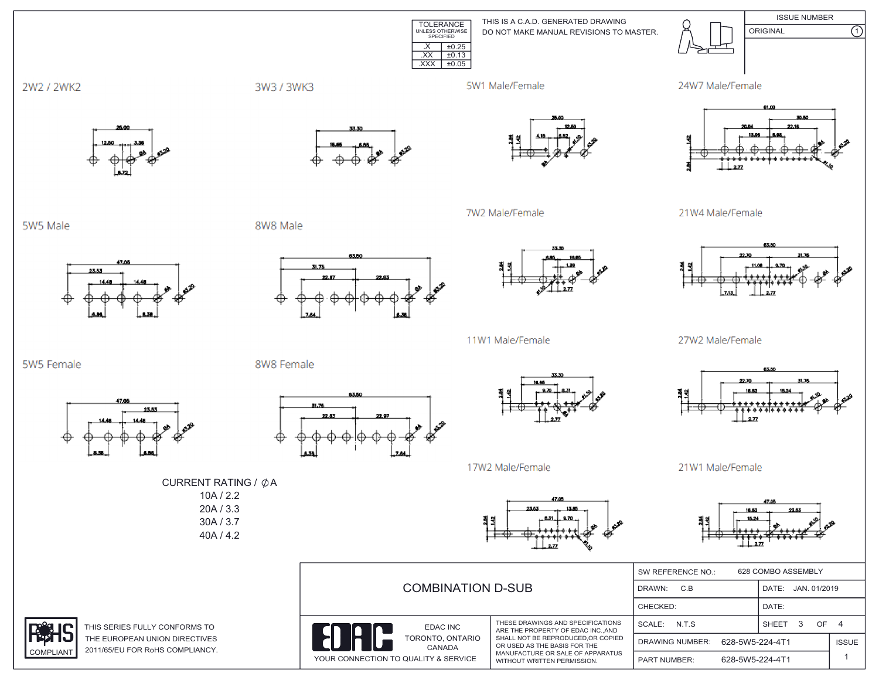| TOLERANCE UNLESS OTHERWISE SPECIFIED | |
|---|---|
| .X | ±0.25 |
| .XX | ±0.13 |
| .XXX | ±0.05 |

THIS IS A C.A.D. GENERATED DRAWING
DO NOT MAKE MANUAL REVISIONS TO MASTER.

| ISSUE NUMBER | |
|---|---|
| ORIGINAL | 1 |

## 2W2 / 2WK2

26.00, 12.50, 3.38, 6.72, ØA, Ø3.20

## 3W3 / 3WK3

33.30, 16.65, 6.88, ØA, Ø3.20

## 5W1 Male/Female

25.00, 12.50, 4.15, 5.52, 2.84, 1.42, ØA, Ø1.10, Ø3.20

## 24W7 Male/Female

61.09, 30.50, 26.94, 22.16, 13.96, 5.98, 1.42, 2.84, 2.77, ØA, Ø3.20, Ø1.10

## 5W5 Male

47.05, 23.53, 14.48, 14.48, 6.86, 8.38, ØA, Ø3.20

## 8W8 Male

63.50, 31.75, 22.97, 22.83, 7.64, 6.36, ØA, Ø3.20

## 7W2 Male/Female

33.30, 6.86, 16.65, 1.39, 2.84, 1.42, 2.77, Ø1.10, ØA, Ø3.20

## 21W4 Male/Female

63.50, 22.70, 31.75, 11.08, 9.70, 2.84, 1.42, 7.13, 2.77, Ø1.10, ØA, Ø3.20

## 5W5 Female

47.05, 23.53, 14.48, 14.48, 8.38, 6.86, ØA, Ø3.20

## 8W8 Female

63.50, 31.75, 22.83, 22.97, 6.36, 7.64, ØA, Ø3.20

## 11W1 Male/Female

33.30, 16.65, 9.70, 8.31, 2.84, 1.42, 2.77, Ø1.10, Ø3.20

## 27W2 Male/Female

63.50, 22.70, 31.75, 16.62, 15.24, 2.84, 1.42, 2.77, Ø1.10, ØA, Ø3.20

## 17W2 Male/Female

47.05, 23.53, 13.85, 8.31, 9.70, 2.84, 1.42, 2.77, ØA, Ø3.20, Ø1.10

## 21W1 Male/Female

47.05, 16.62, 23.53, 15.24, 2.84, 1.42, 2.77, ØA, Ø1.10, Ø3.20

CURRENT RATING / ∅A
10A / 2.2
20A / 3.3
30A / 3.7
40A / 4.2

RoHS COMPLIANT

THIS SERIES FULLY CONFORMS TO THE EUROPEAN UNION DIRECTIVES 2011/65/EU FOR RoHS COMPLIANCY.

# COMBINATION D-SUB

EDAC INC
TORONTO, ONTARIO
CANADA

YOUR CONNECTION TO QUALITY & SERVICE

THESE DRAWINGS AND SPECIFICATIONS ARE THE PROPERTY OF EDAC INC.,AND SHALL NOT BE REPRODUCED,OR COPIED OR USED AS THE BASIS FOR THE MANUFACTURE OR SALE OF APPARATUS WITHOUT WRITTEN PERMISSION.

| SW REFERENCE NO.: 628 COMBO ASSEMBLY | | |
|---|---|---|
| DRAWN: C.B | DATE: JAN. 01/2019 | |
| CHECKED: | DATE: | |
| SCALE: N.T.S | SHEET 3 OF 4 | |
| DRAWING NUMBER: 628-5W5-224-4T1 | | ISSUE |
| PART NUMBER: 628-5W5-224-4T1 | | 1 |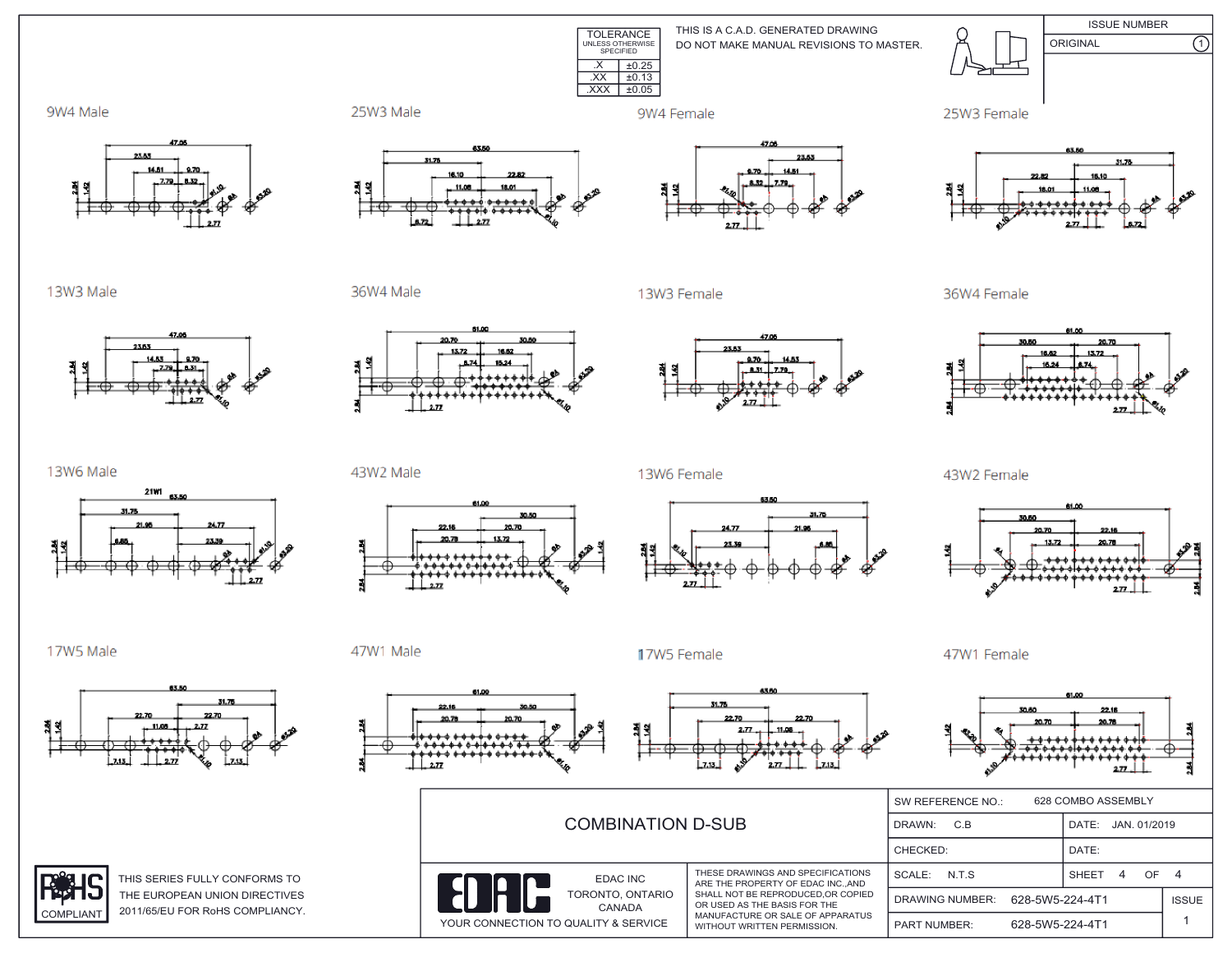| TOLERANCE UNLESS OTHERWISE SPECIFIED | |
|---|---|
| .X | ±0.25 |
| .XX | ±0.13 |
| .XXX | ±0.05 |

THIS IS A C.A.D. GENERATED DRAWING
DO NOT MAKE MANUAL REVISIONS TO MASTER.

| ISSUE NUMBER | |
|---|---|
| ORIGINAL | 1 |

9W4 Male

25W3 Male

9W4 Female

25W3 Female

13W3 Male

36W4 Male

13W3 Female

36W4 Female

13W6 Male

43W2 Male

13W6 Female

43W2 Female

17W5 Male

47W1 Male

17W5 Female

47W1 Female

THIS SERIES FULLY CONFORMS TO THE EUROPEAN UNION DIRECTIVES 2011/65/EU FOR RoHS COMPLIANCY.

RoHS COMPLIANT

# COMBINATION D-SUB

EDAC INC
TORONTO, ONTARIO
CANADA
YOUR CONNECTION TO QUALITY & SERVICE

THESE DRAWINGS AND SPECIFICATIONS ARE THE PROPERTY OF EDAC INC.,AND SHALL NOT BE REPRODUCED,OR COPIED OR USED AS THE BASIS FOR THE MANUFACTURE OR SALE OF APPARATUS WITHOUT WRITTEN PERMISSION.

| | | | |
|---|---|---|---|
| SW REFERENCE NO.: | 628 COMBO ASSEMBLY | | |
| DRAWN: C.B | | DATE: JAN. 01/2019 | |
| CHECKED: | | DATE: | |
| SCALE: N.T.S | | SHEET 4 OF 4 | |
| DRAWING NUMBER: | 628-5W5-224-4T1 | | ISSUE |
| PART NUMBER: | 628-5W5-224-4T1 | | 1 |